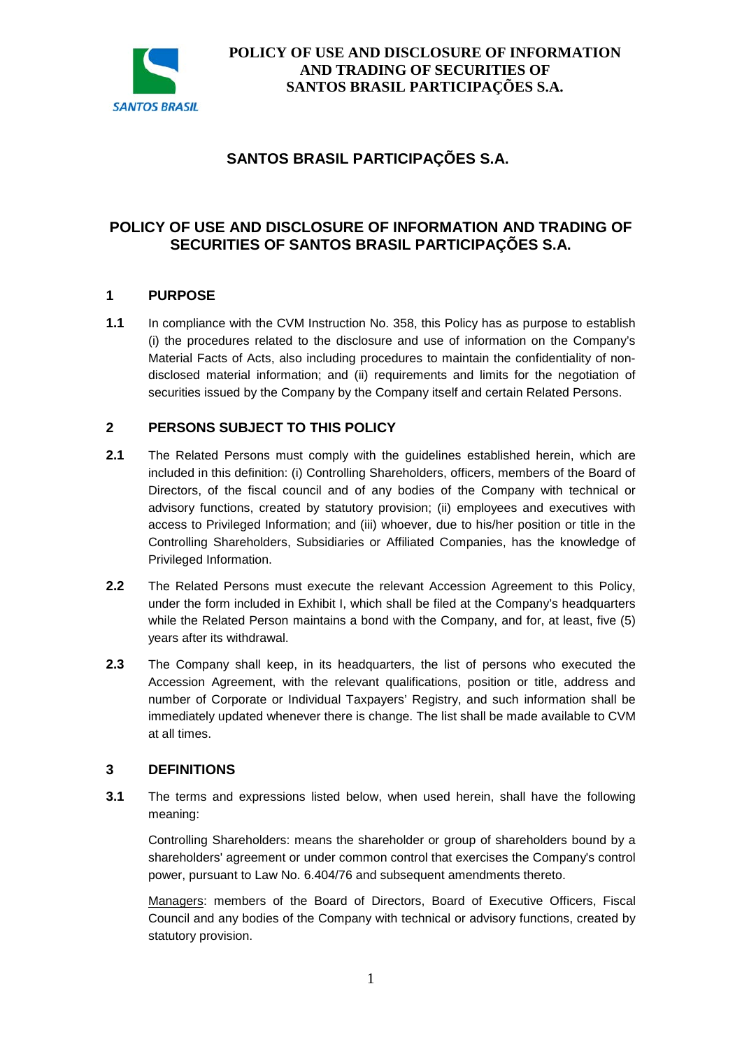# SANTOS BRASIL PARTICIPAÇÕES S.A.

## POLICY OF USE AND DISCLOSURE OF INFORMATION AND TRADING OF SECURITIES OF SANTOS BRASIL PARTICIPAÇÕES S.A.

### 1 PURPOSE

**1.1** In compliance with the CVM Instruction No. 358, this Policy has as purpose to establish (i) the procedures related to the disclosure and use of information on the Company's Material Facts of Acts, also including procedures to maintain the confidentiality of non-disclosed material information; and (ii) requirements and limits for the negotiation of securities issued by the Company by the Company itself and certain Related Persons.

### 2 PERSONS SUBJECT TO THIS POLICY

**2.1** The Related Persons must comply with the guidelines established herein, which are included in this definition: (i) Controlling Shareholders, officers, members of the Board of Directors, of the fiscal council and of any bodies of the Company with technical or advisory functions, created by statutory provision; (ii) employees and executives with access to Privileged Information; and (iii) whoever, due to his/her position or title in the Controlling Shareholders, Subsidiaries or Affiliated Companies, has the knowledge of Privileged Information.

**2.2** The Related Persons must execute the relevant Accession Agreement to this Policy, under the form included in Exhibit I, which shall be filed at the Company's headquarters while the Related Person maintains a bond with the Company, and for, at least, five (5) years after its withdrawal.

**2.3** The Company shall keep, in its headquarters, the list of persons who executed the Accession Agreement, with the relevant qualifications, position or title, address and number of Corporate or Individual Taxpayers' Registry, and such information shall be immediately updated whenever there is change. The list shall be made available to CVM at all times.

### 3 DEFINITIONS

**3.1** The terms and expressions listed below, when used herein, shall have the following meaning:

Controlling Shareholders: means the shareholder or group of shareholders bound by a shareholders' agreement or under common control that exercises the Company's control power, pursuant to Law No. 6.404/76 and subsequent amendments thereto.

<u>Managers</u>: members of the Board of Directors, Board of Executive Officers, Fiscal Council and any bodies of the Company with technical or advisory functions, created by statutory provision.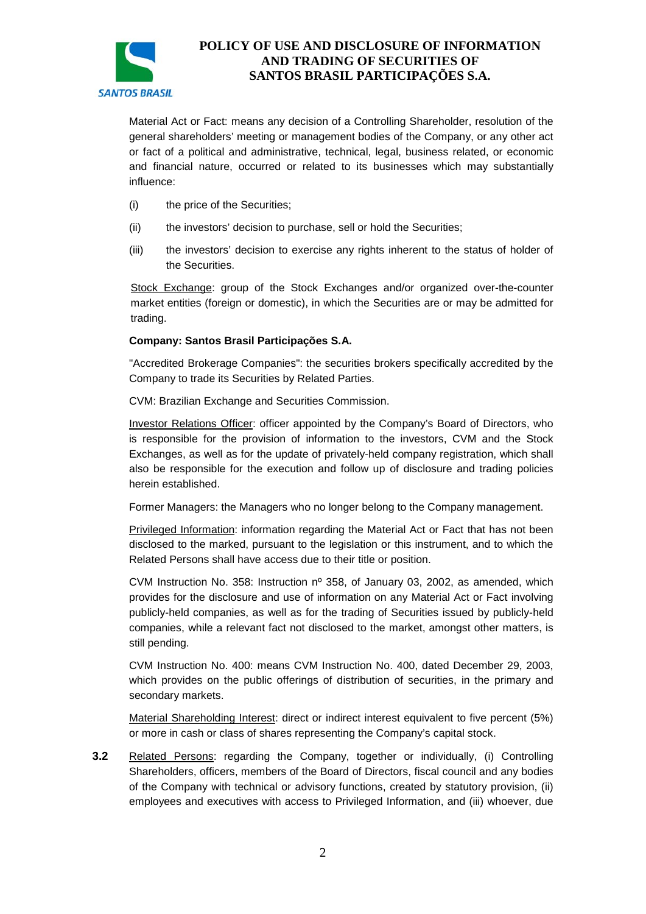Material Act or Fact: means any decision of a Controlling Shareholder, resolution of the general shareholders' meeting or management bodies of the Company, or any other act or fact of a political and administrative, technical, legal, business related, or economic and financial nature, occurred or related to its businesses which may substantially influence:

(i) the price of the Securities;

(ii) the investors' decision to purchase, sell or hold the Securities;

(iii) the investors' decision to exercise any rights inherent to the status of holder of the Securities.

Stock Exchange: group of the Stock Exchanges and/or organized over-the-counter market entities (foreign or domestic), in which the Securities are or may be admitted for trading.

**Company: Santos Brasil Participações S.A.**

"Accredited Brokerage Companies": the securities brokers specifically accredited by the Company to trade its Securities by Related Parties.

CVM: Brazilian Exchange and Securities Commission.

Investor Relations Officer: officer appointed by the Company's Board of Directors, who is responsible for the provision of information to the investors, CVM and the Stock Exchanges, as well as for the update of privately-held company registration, which shall also be responsible for the execution and follow up of disclosure and trading policies herein established.

Former Managers: the Managers who no longer belong to the Company management.

Privileged Information: information regarding the Material Act or Fact that has not been disclosed to the marked, pursuant to the legislation or this instrument, and to which the Related Persons shall have access due to their title or position.

CVM Instruction No. 358: Instruction nº 358, of January 03, 2002, as amended, which provides for the disclosure and use of information on any Material Act or Fact involving publicly-held companies, as well as for the trading of Securities issued by publicly-held companies, while a relevant fact not disclosed to the market, amongst other matters, is still pending.

CVM Instruction No. 400: means CVM Instruction No. 400, dated December 29, 2003, which provides on the public offerings of distribution of securities, in the primary and secondary markets.

Material Shareholding Interest: direct or indirect interest equivalent to five percent (5%) or more in cash or class of shares representing the Company's capital stock.

**3.2** Related Persons: regarding the Company, together or individually, (i) Controlling Shareholders, officers, members of the Board of Directors, fiscal council and any bodies of the Company with technical or advisory functions, created by statutory provision, (ii) employees and executives with access to Privileged Information, and (iii) whoever, due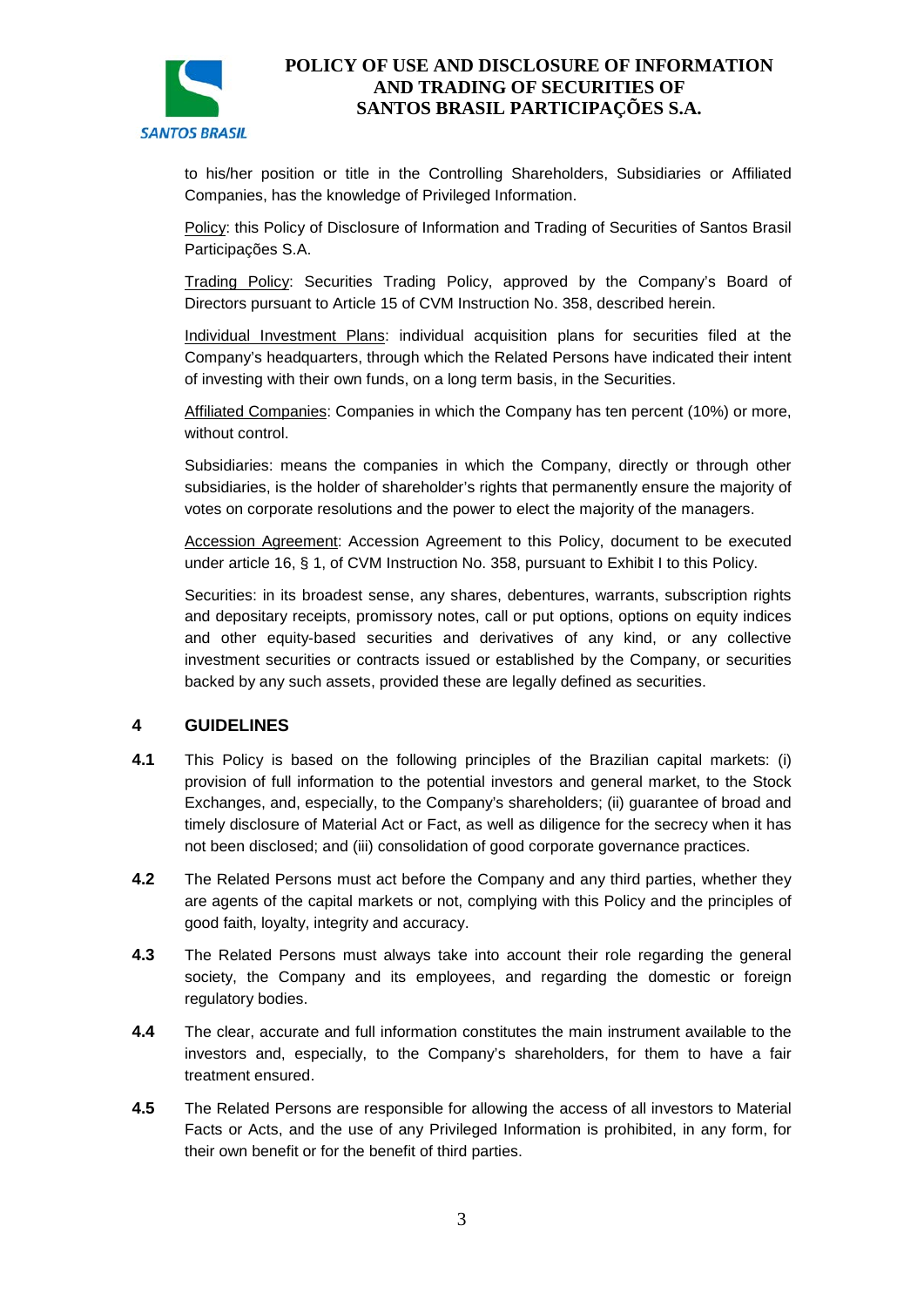to his/her position or title in the Controlling Shareholders, Subsidiaries or Affiliated Companies, has the knowledge of Privileged Information.

Policy: this Policy of Disclosure of Information and Trading of Securities of Santos Brasil Participações S.A.

Trading Policy: Securities Trading Policy, approved by the Company's Board of Directors pursuant to Article 15 of CVM Instruction No. 358, described herein.

Individual Investment Plans: individual acquisition plans for securities filed at the Company's headquarters, through which the Related Persons have indicated their intent of investing with their own funds, on a long term basis, in the Securities.

Affiliated Companies: Companies in which the Company has ten percent (10%) or more, without control.

Subsidiaries: means the companies in which the Company, directly or through other subsidiaries, is the holder of shareholder's rights that permanently ensure the majority of votes on corporate resolutions and the power to elect the majority of the managers.

Accession Agreement: Accession Agreement to this Policy, document to be executed under article 16, § 1, of CVM Instruction No. 358, pursuant to Exhibit I to this Policy.

Securities: in its broadest sense, any shares, debentures, warrants, subscription rights and depositary receipts, promissory notes, call or put options, options on equity indices and other equity-based securities and derivatives of any kind, or any collective investment securities or contracts issued or established by the Company, or securities backed by any such assets, provided these are legally defined as securities.

## 4 GUIDELINES

**4.1** This Policy is based on the following principles of the Brazilian capital markets: (i) provision of full information to the potential investors and general market, to the Stock Exchanges, and, especially, to the Company's shareholders; (ii) guarantee of broad and timely disclosure of Material Act or Fact, as well as diligence for the secrecy when it has not been disclosed; and (iii) consolidation of good corporate governance practices.

**4.2** The Related Persons must act before the Company and any third parties, whether they are agents of the capital markets or not, complying with this Policy and the principles of good faith, loyalty, integrity and accuracy.

**4.3** The Related Persons must always take into account their role regarding the general society, the Company and its employees, and regarding the domestic or foreign regulatory bodies.

**4.4** The clear, accurate and full information constitutes the main instrument available to the investors and, especially, to the Company's shareholders, for them to have a fair treatment ensured.

**4.5** The Related Persons are responsible for allowing the access of all investors to Material Facts or Acts, and the use of any Privileged Information is prohibited, in any form, for their own benefit or for the benefit of third parties.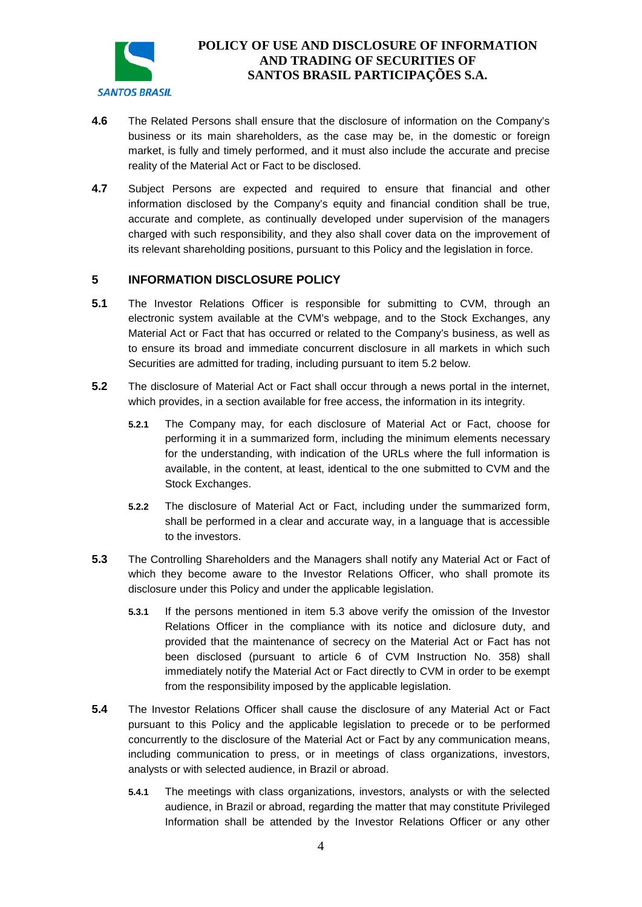**4.6** The Related Persons shall ensure that the disclosure of information on the Company's business or its main shareholders, as the case may be, in the domestic or foreign market, is fully and timely performed, and it must also include the accurate and precise reality of the Material Act or Fact to be disclosed.

**4.7** Subject Persons are expected and required to ensure that financial and other information disclosed by the Company's equity and financial condition shall be true, accurate and complete, as continually developed under supervision of the managers charged with such responsibility, and they also shall cover data on the improvement of its relevant shareholding positions, pursuant to this Policy and the legislation in force.

## 5 INFORMATION DISCLOSURE POLICY

**5.1** The Investor Relations Officer is responsible for submitting to CVM, through an electronic system available at the CVM's webpage, and to the Stock Exchanges, any Material Act or Fact that has occurred or related to the Company's business, as well as to ensure its broad and immediate concurrent disclosure in all markets in which such Securities are admitted for trading, including pursuant to item 5.2 below.

**5.2** The disclosure of Material Act or Fact shall occur through a news portal in the internet, which provides, in a section available for free access, the information in its integrity.

**5.2.1** The Company may, for each disclosure of Material Act or Fact, choose for performing it in a summarized form, including the minimum elements necessary for the understanding, with indication of the URLs where the full information is available, in the content, at least, identical to the one submitted to CVM and the Stock Exchanges.

**5.2.2** The disclosure of Material Act or Fact, including under the summarized form, shall be performed in a clear and accurate way, in a language that is accessible to the investors.

**5.3** The Controlling Shareholders and the Managers shall notify any Material Act or Fact of which they become aware to the Investor Relations Officer, who shall promote its disclosure under this Policy and under the applicable legislation.

**5.3.1** If the persons mentioned in item 5.3 above verify the omission of the Investor Relations Officer in the compliance with its notice and diclosure duty, and provided that the maintenance of secrecy on the Material Act or Fact has not been disclosed (pursuant to article 6 of CVM Instruction No. 358) shall immediately notify the Material Act or Fact directly to CVM in order to be exempt from the responsibility imposed by the applicable legislation.

**5.4** The Investor Relations Officer shall cause the disclosure of any Material Act or Fact pursuant to this Policy and the applicable legislation to precede or to be performed concurrently to the disclosure of the Material Act or Fact by any communication means, including communication to press, or in meetings of class organizations, investors, analysts or with selected audience, in Brazil or abroad.

**5.4.1** The meetings with class organizations, investors, analysts or with the selected audience, in Brazil or abroad, regarding the matter that may constitute Privileged Information shall be attended by the Investor Relations Officer or any other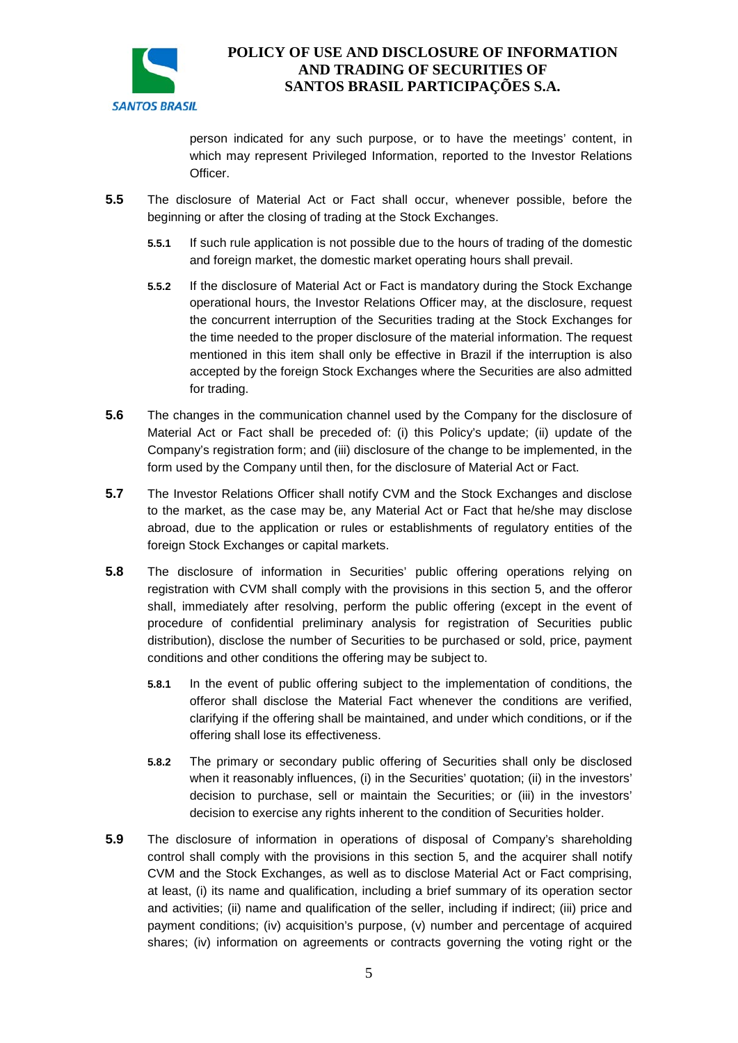person indicated for any such purpose, or to have the meetings' content, in which may represent Privileged Information, reported to the Investor Relations Officer.

**5.5** The disclosure of Material Act or Fact shall occur, whenever possible, before the beginning or after the closing of trading at the Stock Exchanges.

**5.5.1** If such rule application is not possible due to the hours of trading of the domestic and foreign market, the domestic market operating hours shall prevail.

**5.5.2** If the disclosure of Material Act or Fact is mandatory during the Stock Exchange operational hours, the Investor Relations Officer may, at the disclosure, request the concurrent interruption of the Securities trading at the Stock Exchanges for the time needed to the proper disclosure of the material information. The request mentioned in this item shall only be effective in Brazil if the interruption is also accepted by the foreign Stock Exchanges where the Securities are also admitted for trading.

**5.6** The changes in the communication channel used by the Company for the disclosure of Material Act or Fact shall be preceded of: (i) this Policy's update; (ii) update of the Company's registration form; and (iii) disclosure of the change to be implemented, in the form used by the Company until then, for the disclosure of Material Act or Fact.

**5.7** The Investor Relations Officer shall notify CVM and the Stock Exchanges and disclose to the market, as the case may be, any Material Act or Fact that he/she may disclose abroad, due to the application or rules or establishments of regulatory entities of the foreign Stock Exchanges or capital markets.

**5.8** The disclosure of information in Securities' public offering operations relying on registration with CVM shall comply with the provisions in this section 5, and the offeror shall, immediately after resolving, perform the public offering (except in the event of procedure of confidential preliminary analysis for registration of Securities public distribution), disclose the number of Securities to be purchased or sold, price, payment conditions and other conditions the offering may be subject to.

**5.8.1** In the event of public offering subject to the implementation of conditions, the offeror shall disclose the Material Fact whenever the conditions are verified, clarifying if the offering shall be maintained, and under which conditions, or if the offering shall lose its effectiveness.

**5.8.2** The primary or secondary public offering of Securities shall only be disclosed when it reasonably influences, (i) in the Securities' quotation; (ii) in the investors' decision to purchase, sell or maintain the Securities; or (iii) in the investors' decision to exercise any rights inherent to the condition of Securities holder.

**5.9** The disclosure of information in operations of disposal of Company's shareholding control shall comply with the provisions in this section 5, and the acquirer shall notify CVM and the Stock Exchanges, as well as to disclose Material Act or Fact comprising, at least, (i) its name and qualification, including a brief summary of its operation sector and activities; (ii) name and qualification of the seller, including if indirect; (iii) price and payment conditions; (iv) acquisition's purpose, (v) number and percentage of acquired shares; (iv) information on agreements or contracts governing the voting right or the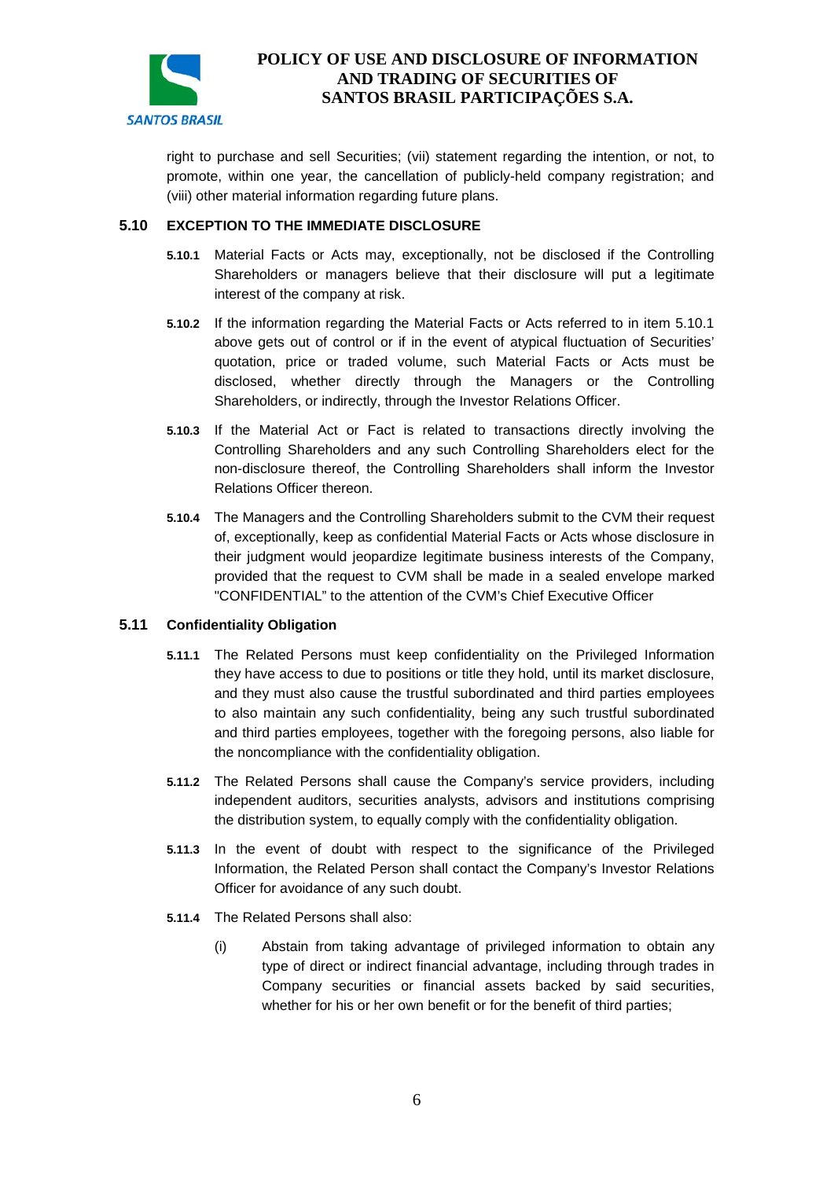right to purchase and sell Securities; (vii) statement regarding the intention, or not, to promote, within one year, the cancellation of publicly-held company registration; and (viii) other material information regarding future plans.

## 5.10 EXCEPTION TO THE IMMEDIATE DISCLOSURE

**5.10.1** Material Facts or Acts may, exceptionally, not be disclosed if the Controlling Shareholders or managers believe that their disclosure will put a legitimate interest of the company at risk.

**5.10.2** If the information regarding the Material Facts or Acts referred to in item 5.10.1 above gets out of control or if in the event of atypical fluctuation of Securities' quotation, price or traded volume, such Material Facts or Acts must be disclosed, whether directly through the Managers or the Controlling Shareholders, or indirectly, through the Investor Relations Officer.

**5.10.3** If the Material Act or Fact is related to transactions directly involving the Controlling Shareholders and any such Controlling Shareholders elect for the non-disclosure thereof, the Controlling Shareholders shall inform the Investor Relations Officer thereon.

**5.10.4** The Managers and the Controlling Shareholders submit to the CVM their request of, exceptionally, keep as confidential Material Facts or Acts whose disclosure in their judgment would jeopardize legitimate business interests of the Company, provided that the request to CVM shall be made in a sealed envelope marked "CONFIDENTIAL" to the attention of the CVM's Chief Executive Officer

## 5.11 Confidentiality Obligation

**5.11.1** The Related Persons must keep confidentiality on the Privileged Information they have access to due to positions or title they hold, until its market disclosure, and they must also cause the trustful subordinated and third parties employees to also maintain any such confidentiality, being any such trustful subordinated and third parties employees, together with the foregoing persons, also liable for the noncompliance with the confidentiality obligation.

**5.11.2** The Related Persons shall cause the Company's service providers, including independent auditors, securities analysts, advisors and institutions comprising the distribution system, to equally comply with the confidentiality obligation.

**5.11.3** In the event of doubt with respect to the significance of the Privileged Information, the Related Person shall contact the Company's Investor Relations Officer for avoidance of any such doubt.

**5.11.4** The Related Persons shall also:

(i) Abstain from taking advantage of privileged information to obtain any type of direct or indirect financial advantage, including through trades in Company securities or financial assets backed by said securities, whether for his or her own benefit or for the benefit of third parties;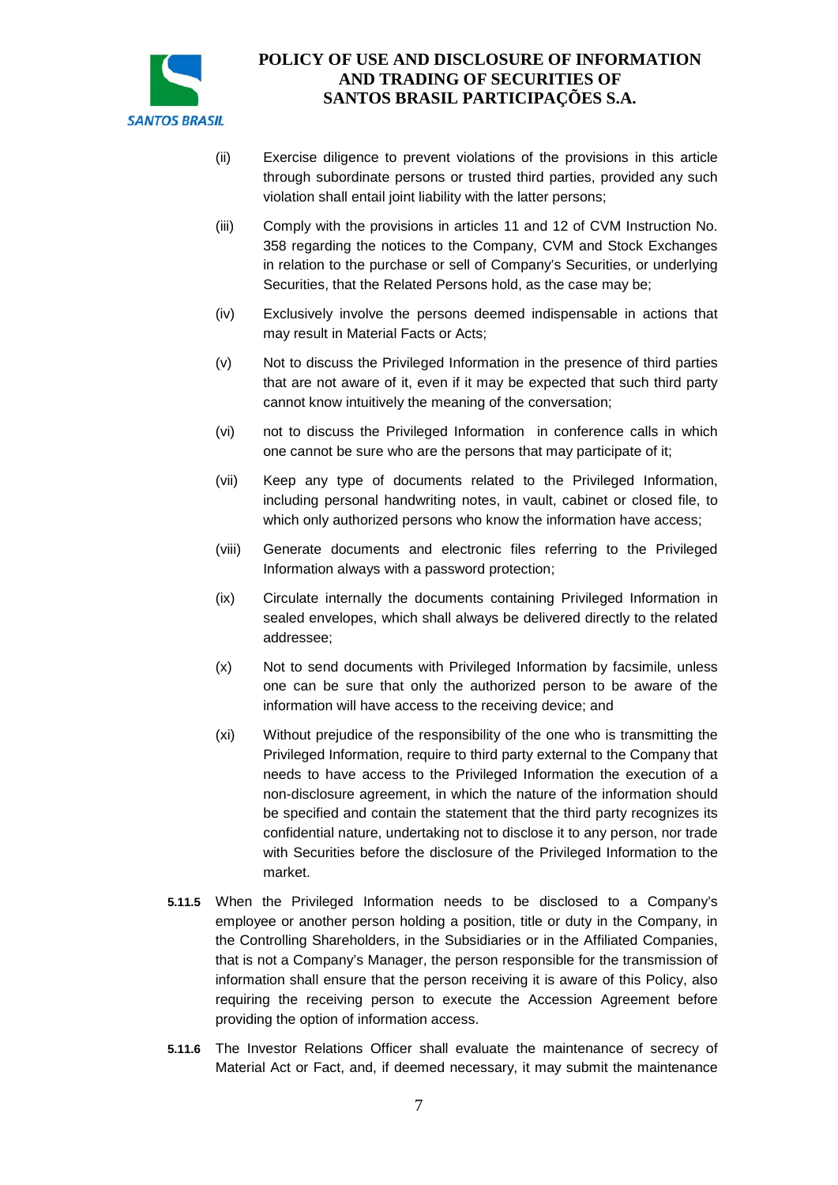(ii) Exercise diligence to prevent violations of the provisions in this article through subordinate persons or trusted third parties, provided any such violation shall entail joint liability with the latter persons;

(iii) Comply with the provisions in articles 11 and 12 of CVM Instruction No. 358 regarding the notices to the Company, CVM and Stock Exchanges in relation to the purchase or sell of Company's Securities, or underlying Securities, that the Related Persons hold, as the case may be;

(iv) Exclusively involve the persons deemed indispensable in actions that may result in Material Facts or Acts;

(v) Not to discuss the Privileged Information in the presence of third parties that are not aware of it, even if it may be expected that such third party cannot know intuitively the meaning of the conversation;

(vi) not to discuss the Privileged Information in conference calls in which one cannot be sure who are the persons that may participate of it;

(vii) Keep any type of documents related to the Privileged Information, including personal handwriting notes, in vault, cabinet or closed file, to which only authorized persons who know the information have access;

(viii) Generate documents and electronic files referring to the Privileged Information always with a password protection;

(ix) Circulate internally the documents containing Privileged Information in sealed envelopes, which shall always be delivered directly to the related addressee;

(x) Not to send documents with Privileged Information by facsimile, unless one can be sure that only the authorized person to be aware of the information will have access to the receiving device; and

(xi) Without prejudice of the responsibility of the one who is transmitting the Privileged Information, require to third party external to the Company that needs to have access to the Privileged Information the execution of a non-disclosure agreement, in which the nature of the information should be specified and contain the statement that the third party recognizes its confidential nature, undertaking not to disclose it to any person, nor trade with Securities before the disclosure of the Privileged Information to the market.

**5.11.5** When the Privileged Information needs to be disclosed to a Company's employee or another person holding a position, title or duty in the Company, in the Controlling Shareholders, in the Subsidiaries or in the Affiliated Companies, that is not a Company's Manager, the person responsible for the transmission of information shall ensure that the person receiving it is aware of this Policy, also requiring the receiving person to execute the Accession Agreement before providing the option of information access.

**5.11.6** The Investor Relations Officer shall evaluate the maintenance of secrecy of Material Act or Fact, and, if deemed necessary, it may submit the maintenance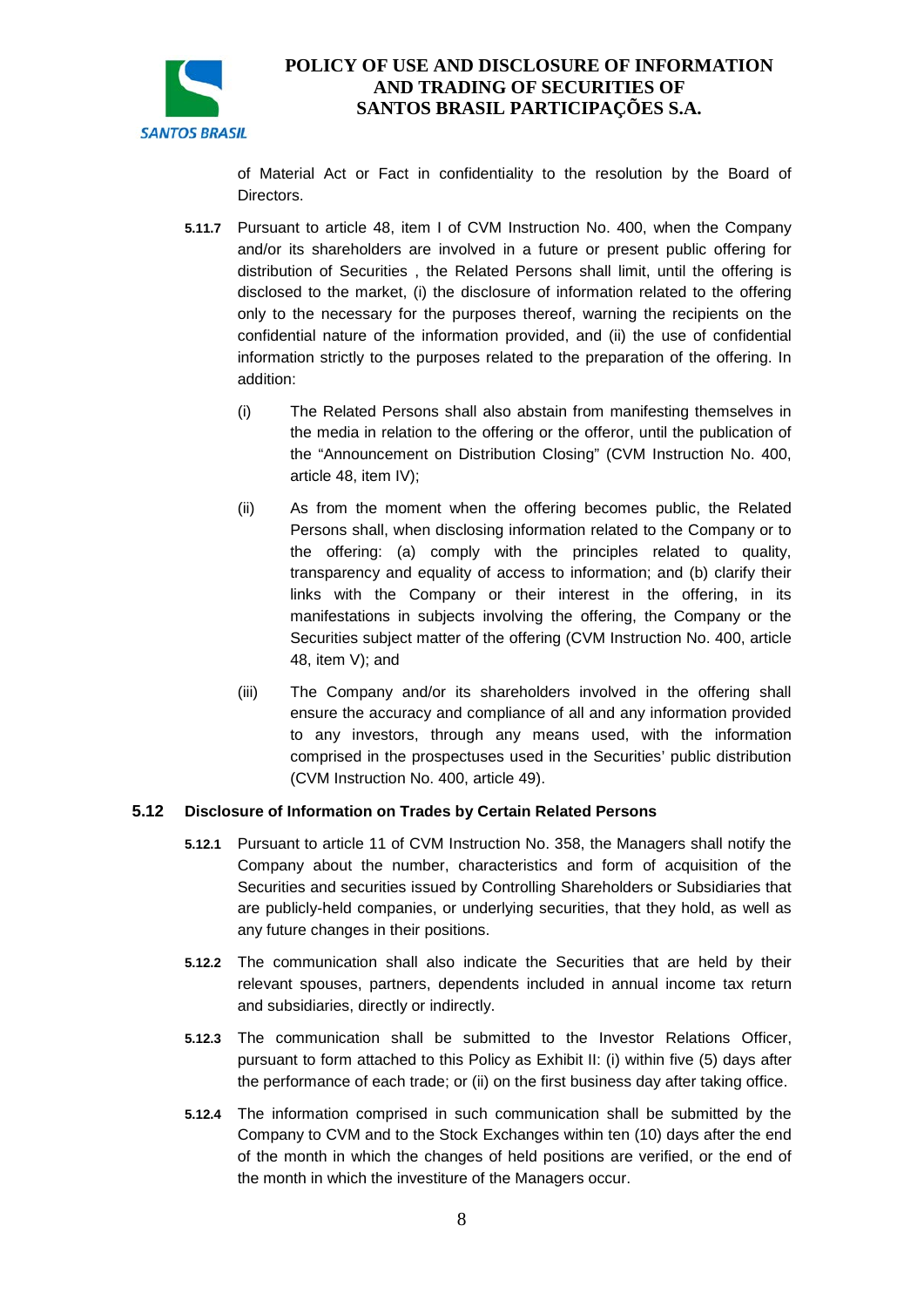of Material Act or Fact in confidentiality to the resolution by the Board of Directors.

**5.11.7** Pursuant to article 48, item I of CVM Instruction No. 400, when the Company and/or its shareholders are involved in a future or present public offering for distribution of Securities , the Related Persons shall limit, until the offering is disclosed to the market, (i) the disclosure of information related to the offering only to the necessary for the purposes thereof, warning the recipients on the confidential nature of the information provided, and (ii) the use of confidential information strictly to the purposes related to the preparation of the offering. In addition:

(i) The Related Persons shall also abstain from manifesting themselves in the media in relation to the offering or the offeror, until the publication of the "Announcement on Distribution Closing" (CVM Instruction No. 400, article 48, item IV);

(ii) As from the moment when the offering becomes public, the Related Persons shall, when disclosing information related to the Company or to the offering: (a) comply with the principles related to quality, transparency and equality of access to information; and (b) clarify their links with the Company or their interest in the offering, in its manifestations in subjects involving the offering, the Company or the Securities subject matter of the offering (CVM Instruction No. 400, article 48, item V); and

(iii) The Company and/or its shareholders involved in the offering shall ensure the accuracy and compliance of all and any information provided to any investors, through any means used, with the information comprised in the prospectuses used in the Securities' public distribution (CVM Instruction No. 400, article 49).

## 5.12 Disclosure of Information on Trades by Certain Related Persons

**5.12.1** Pursuant to article 11 of CVM Instruction No. 358, the Managers shall notify the Company about the number, characteristics and form of acquisition of the Securities and securities issued by Controlling Shareholders or Subsidiaries that are publicly-held companies, or underlying securities, that they hold, as well as any future changes in their positions.

**5.12.2** The communication shall also indicate the Securities that are held by their relevant spouses, partners, dependents included in annual income tax return and subsidiaries, directly or indirectly.

**5.12.3** The communication shall be submitted to the Investor Relations Officer, pursuant to form attached to this Policy as Exhibit II: (i) within five (5) days after the performance of each trade; or (ii) on the first business day after taking office.

**5.12.4** The information comprised in such communication shall be submitted by the Company to CVM and to the Stock Exchanges within ten (10) days after the end of the month in which the changes of held positions are verified, or the end of the month in which the investiture of the Managers occur.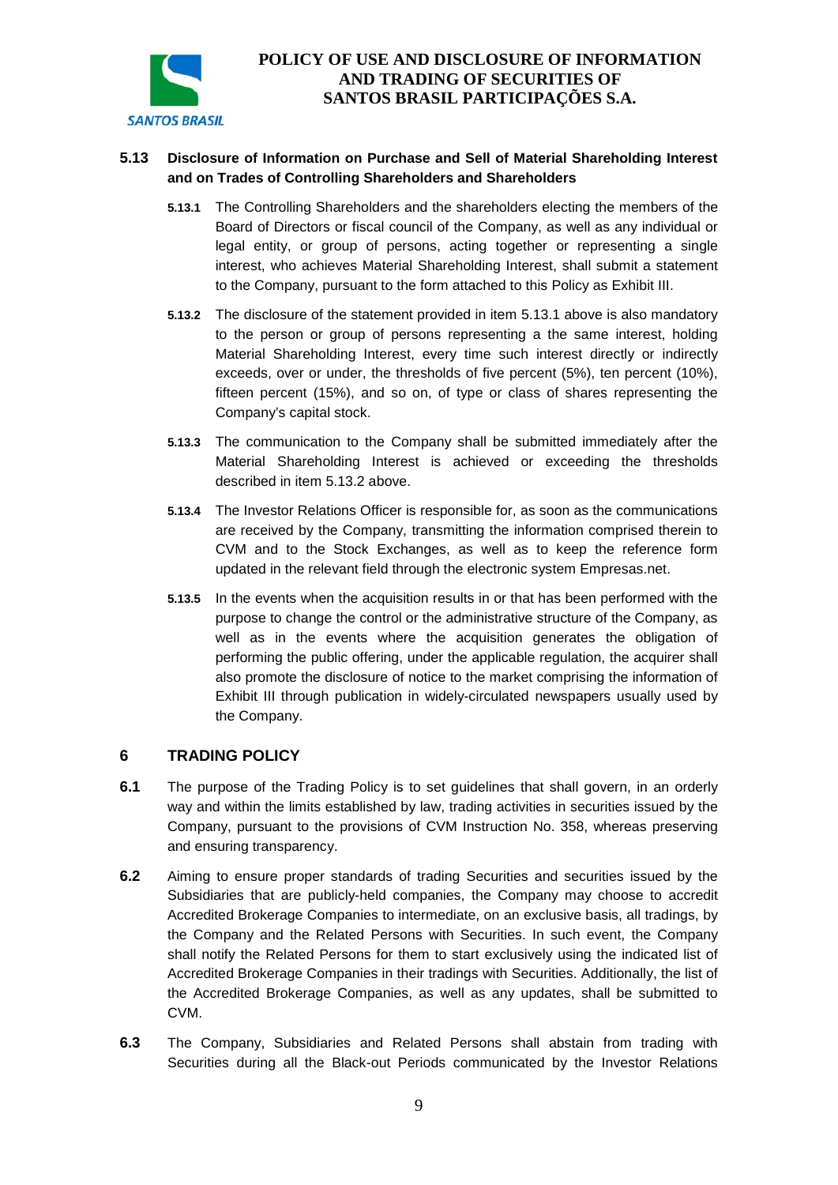### 5.13 Disclosure of Information on Purchase and Sell of Material Shareholding Interest and on Trades of Controlling Shareholders and Shareholders

**5.13.1** The Controlling Shareholders and the shareholders electing the members of the Board of Directors or fiscal council of the Company, as well as any individual or legal entity, or group of persons, acting together or representing a single interest, who achieves Material Shareholding Interest, shall submit a statement to the Company, pursuant to the form attached to this Policy as Exhibit III.

**5.13.2** The disclosure of the statement provided in item 5.13.1 above is also mandatory to the person or group of persons representing a the same interest, holding Material Shareholding Interest, every time such interest directly or indirectly exceeds, over or under, the thresholds of five percent (5%), ten percent (10%), fifteen percent (15%), and so on, of type or class of shares representing the Company's capital stock.

**5.13.3** The communication to the Company shall be submitted immediately after the Material Shareholding Interest is achieved or exceeding the thresholds described in item 5.13.2 above.

**5.13.4** The Investor Relations Officer is responsible for, as soon as the communications are received by the Company, transmitting the information comprised therein to CVM and to the Stock Exchanges, as well as to keep the reference form updated in the relevant field through the electronic system Empresas.net.

**5.13.5** In the events when the acquisition results in or that has been performed with the purpose to change the control or the administrative structure of the Company, as well as in the events where the acquisition generates the obligation of performing the public offering, under the applicable regulation, the acquirer shall also promote the disclosure of notice to the market comprising the information of Exhibit III through publication in widely-circulated newspapers usually used by the Company.

## 6 TRADING POLICY

**6.1** The purpose of the Trading Policy is to set guidelines that shall govern, in an orderly way and within the limits established by law, trading activities in securities issued by the Company, pursuant to the provisions of CVM Instruction No. 358, whereas preserving and ensuring transparency.

**6.2** Aiming to ensure proper standards of trading Securities and securities issued by the Subsidiaries that are publicly-held companies, the Company may choose to accredit Accredited Brokerage Companies to intermediate, on an exclusive basis, all tradings, by the Company and the Related Persons with Securities. In such event, the Company shall notify the Related Persons for them to start exclusively using the indicated list of Accredited Brokerage Companies in their tradings with Securities. Additionally, the list of the Accredited Brokerage Companies, as well as any updates, shall be submitted to CVM.

**6.3** The Company, Subsidiaries and Related Persons shall abstain from trading with Securities during all the Black-out Periods communicated by the Investor Relations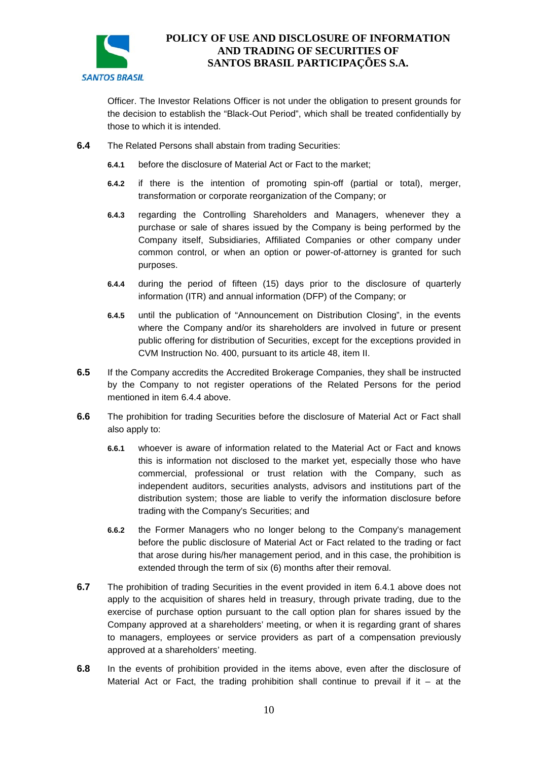Officer. The Investor Relations Officer is not under the obligation to present grounds for the decision to establish the "Black-Out Period", which shall be treated confidentially by those to which it is intended.

**6.4** The Related Persons shall abstain from trading Securities:

**6.4.1** before the disclosure of Material Act or Fact to the market;

**6.4.2** if there is the intention of promoting spin-off (partial or total), merger, transformation or corporate reorganization of the Company; or

**6.4.3** regarding the Controlling Shareholders and Managers, whenever they a purchase or sale of shares issued by the Company is being performed by the Company itself, Subsidiaries, Affiliated Companies or other company under common control, or when an option or power-of-attorney is granted for such purposes.

**6.4.4** during the period of fifteen (15) days prior to the disclosure of quarterly information (ITR) and annual information (DFP) of the Company; or

**6.4.5** until the publication of "Announcement on Distribution Closing", in the events where the Company and/or its shareholders are involved in future or present public offering for distribution of Securities, except for the exceptions provided in CVM Instruction No. 400, pursuant to its article 48, item II.

**6.5** If the Company accredits the Accredited Brokerage Companies, they shall be instructed by the Company to not register operations of the Related Persons for the period mentioned in item 6.4.4 above.

**6.6** The prohibition for trading Securities before the disclosure of Material Act or Fact shall also apply to:

**6.6.1** whoever is aware of information related to the Material Act or Fact and knows this is information not disclosed to the market yet, especially those who have commercial, professional or trust relation with the Company, such as independent auditors, securities analysts, advisors and institutions part of the distribution system; those are liable to verify the information disclosure before trading with the Company's Securities; and

**6.6.2** the Former Managers who no longer belong to the Company's management before the public disclosure of Material Act or Fact related to the trading or fact that arose during his/her management period, and in this case, the prohibition is extended through the term of six (6) months after their removal.

**6.7** The prohibition of trading Securities in the event provided in item 6.4.1 above does not apply to the acquisition of shares held in treasury, through private trading, due to the exercise of purchase option pursuant to the call option plan for shares issued by the Company approved at a shareholders' meeting, or when it is regarding grant of shares to managers, employees or service providers as part of a compensation previously approved at a shareholders' meeting.

**6.8** In the events of prohibition provided in the items above, even after the disclosure of Material Act or Fact, the trading prohibition shall continue to prevail if it – at the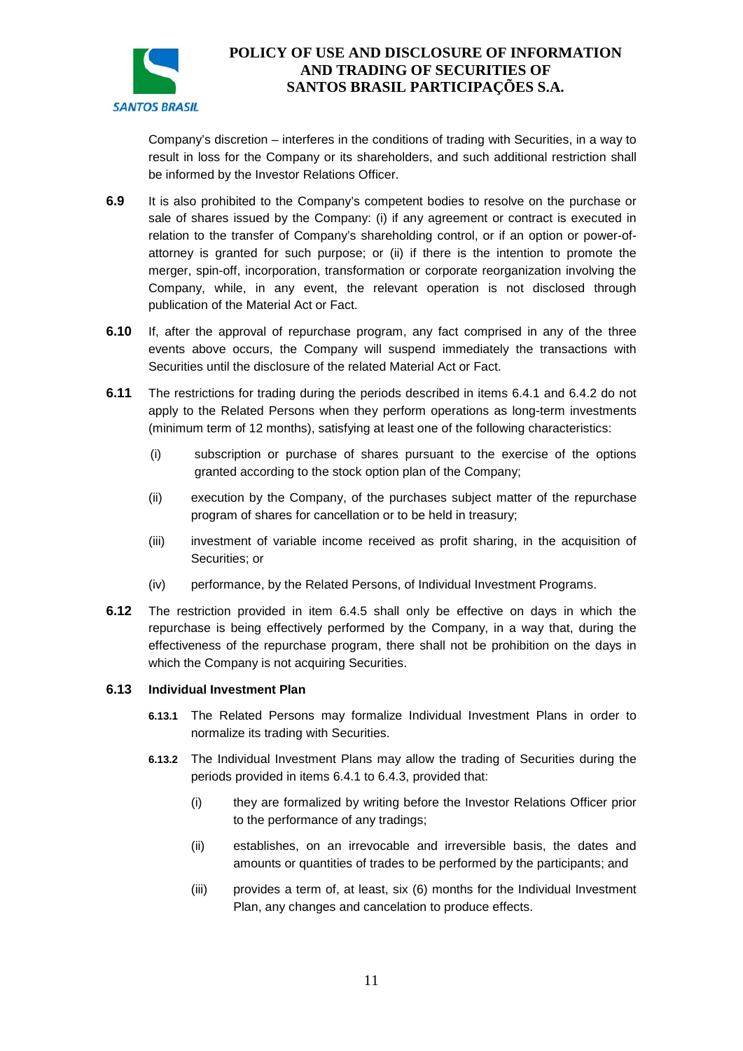Company's discretion – interferes in the conditions of trading with Securities, in a way to result in loss for the Company or its shareholders, and such additional restriction shall be informed by the Investor Relations Officer.

**6.9** It is also prohibited to the Company's competent bodies to resolve on the purchase or sale of shares issued by the Company: (i) if any agreement or contract is executed in relation to the transfer of Company's shareholding control, or if an option or power-of-attorney is granted for such purpose; or (ii) if there is the intention to promote the merger, spin-off, incorporation, transformation or corporate reorganization involving the Company, while, in any event, the relevant operation is not disclosed through publication of the Material Act or Fact.

**6.10** If, after the approval of repurchase program, any fact comprised in any of the three events above occurs, the Company will suspend immediately the transactions with Securities until the disclosure of the related Material Act or Fact.

**6.11** The restrictions for trading during the periods described in items 6.4.1 and 6.4.2 do not apply to the Related Persons when they perform operations as long-term investments (minimum term of 12 months), satisfying at least one of the following characteristics:

(i) subscription or purchase of shares pursuant to the exercise of the options granted according to the stock option plan of the Company;

(ii) execution by the Company, of the purchases subject matter of the repurchase program of shares for cancellation or to be held in treasury;

(iii) investment of variable income received as profit sharing, in the acquisition of Securities; or

(iv) performance, by the Related Persons, of Individual Investment Programs.

**6.12** The restriction provided in item 6.4.5 shall only be effective on days in which the repurchase is being effectively performed by the Company, in a way that, during the effectiveness of the repurchase program, there shall not be prohibition on the days in which the Company is not acquiring Securities.

**6.13 Individual Investment Plan**

**6.13.1** The Related Persons may formalize Individual Investment Plans in order to normalize its trading with Securities.

**6.13.2** The Individual Investment Plans may allow the trading of Securities during the periods provided in items 6.4.1 to 6.4.3, provided that:

(i) they are formalized by writing before the Investor Relations Officer prior to the performance of any tradings;

(ii) establishes, on an irrevocable and irreversible basis, the dates and amounts or quantities of trades to be performed by the participants; and

(iii) provides a term of, at least, six (6) months for the Individual Investment Plan, any changes and cancelation to produce effects.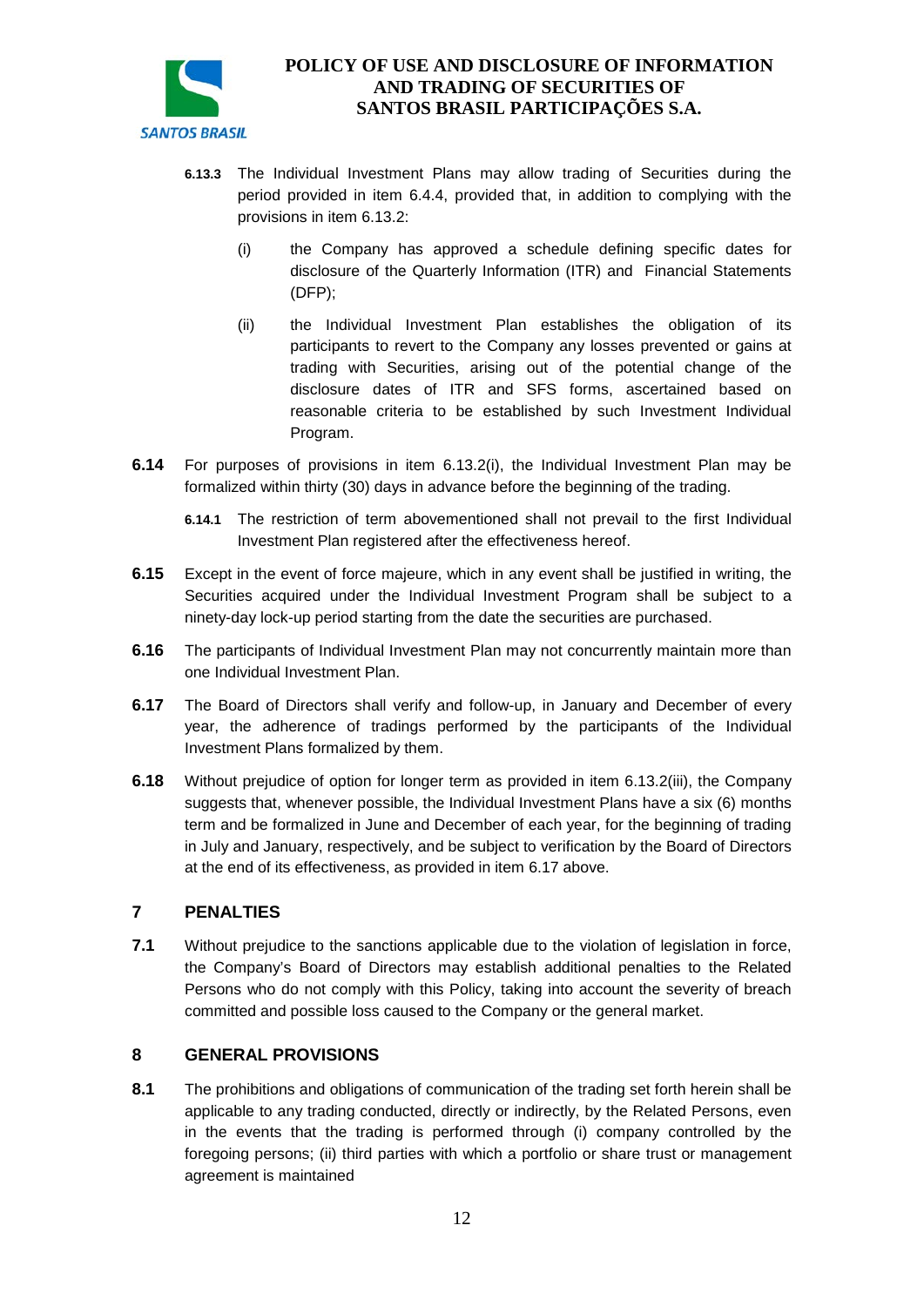**6.13.3** The Individual Investment Plans may allow trading of Securities during the period provided in item 6.4.4, provided that, in addition to complying with the provisions in item 6.13.2:

(i) the Company has approved a schedule defining specific dates for disclosure of the Quarterly Information (ITR) and Financial Statements (DFP);

(ii) the Individual Investment Plan establishes the obligation of its participants to revert to the Company any losses prevented or gains at trading with Securities, arising out of the potential change of the disclosure dates of ITR and SFS forms, ascertained based on reasonable criteria to be established by such Investment Individual Program.

**6.14** For purposes of provisions in item 6.13.2(i), the Individual Investment Plan may be formalized within thirty (30) days in advance before the beginning of the trading.

**6.14.1** The restriction of term abovementioned shall not prevail to the first Individual Investment Plan registered after the effectiveness hereof.

**6.15** Except in the event of force majeure, which in any event shall be justified in writing, the Securities acquired under the Individual Investment Program shall be subject to a ninety-day lock-up period starting from the date the securities are purchased.

**6.16** The participants of Individual Investment Plan may not concurrently maintain more than one Individual Investment Plan.

**6.17** The Board of Directors shall verify and follow-up, in January and December of every year, the adherence of tradings performed by the participants of the Individual Investment Plans formalized by them.

**6.18** Without prejudice of option for longer term as provided in item 6.13.2(iii), the Company suggests that, whenever possible, the Individual Investment Plans have a six (6) months term and be formalized in June and December of each year, for the beginning of trading in July and January, respectively, and be subject to verification by the Board of Directors at the end of its effectiveness, as provided in item 6.17 above.

## 7 PENALTIES

**7.1** Without prejudice to the sanctions applicable due to the violation of legislation in force, the Company's Board of Directors may establish additional penalties to the Related Persons who do not comply with this Policy, taking into account the severity of breach committed and possible loss caused to the Company or the general market.

## 8 GENERAL PROVISIONS

**8.1** The prohibitions and obligations of communication of the trading set forth herein shall be applicable to any trading conducted, directly or indirectly, by the Related Persons, even in the events that the trading is performed through (i) company controlled by the foregoing persons; (ii) third parties with which a portfolio or share trust or management agreement is maintained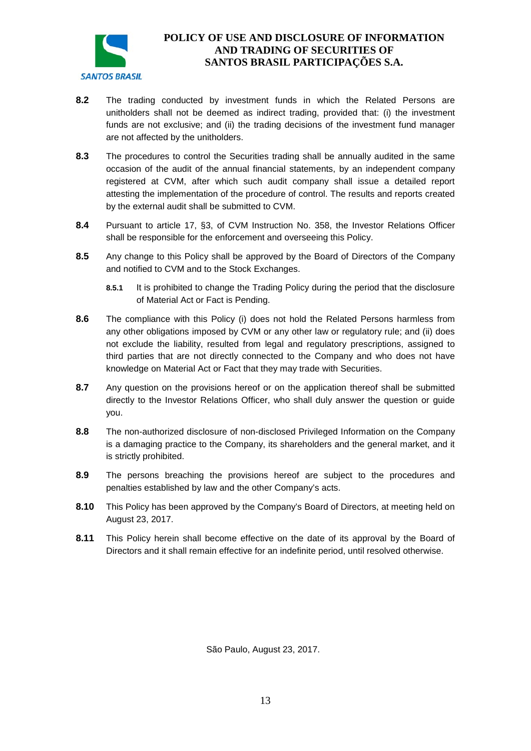**8.2** The trading conducted by investment funds in which the Related Persons are unitholders shall not be deemed as indirect trading, provided that: (i) the investment funds are not exclusive; and (ii) the trading decisions of the investment fund manager are not affected by the unitholders.

**8.3** The procedures to control the Securities trading shall be annually audited in the same occasion of the audit of the annual financial statements, by an independent company registered at CVM, after which such audit company shall issue a detailed report attesting the implementation of the procedure of control. The results and reports created by the external audit shall be submitted to CVM.

**8.4** Pursuant to article 17, §3, of CVM Instruction No. 358, the Investor Relations Officer shall be responsible for the enforcement and overseeing this Policy.

**8.5** Any change to this Policy shall be approved by the Board of Directors of the Company and notified to CVM and to the Stock Exchanges.

**8.5.1** It is prohibited to change the Trading Policy during the period that the disclosure of Material Act or Fact is Pending.

**8.6** The compliance with this Policy (i) does not hold the Related Persons harmless from any other obligations imposed by CVM or any other law or regulatory rule; and (ii) does not exclude the liability, resulted from legal and regulatory prescriptions, assigned to third parties that are not directly connected to the Company and who does not have knowledge on Material Act or Fact that they may trade with Securities.

**8.7** Any question on the provisions hereof or on the application thereof shall be submitted directly to the Investor Relations Officer, who shall duly answer the question or guide you.

**8.8** The non-authorized disclosure of non-disclosed Privileged Information on the Company is a damaging practice to the Company, its shareholders and the general market, and it is strictly prohibited.

**8.9** The persons breaching the provisions hereof are subject to the procedures and penalties established by law and the other Company's acts.

**8.10** This Policy has been approved by the Company's Board of Directors, at meeting held on August 23, 2017.

**8.11** This Policy herein shall become effective on the date of its approval by the Board of Directors and it shall remain effective for an indefinite period, until resolved otherwise.

São Paulo, August 23, 2017.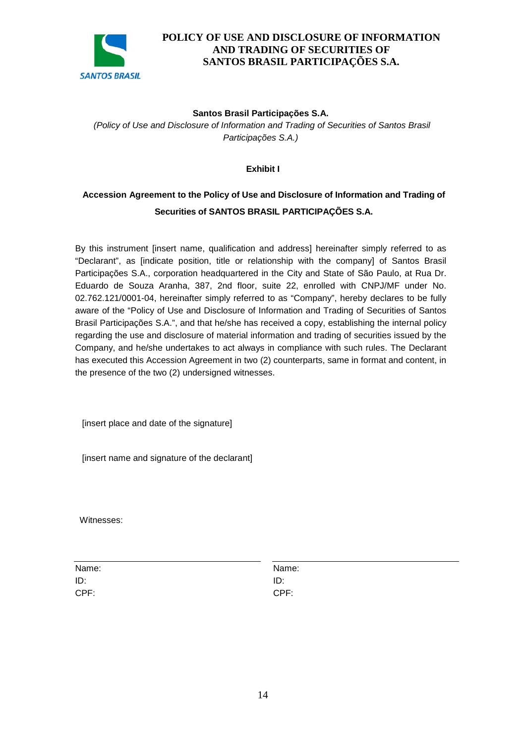**Santos Brasil Participações S.A.**

*(Policy of Use and Disclosure of Information and Trading of Securities of Santos Brasil Participações S.A.)*

**Exhibit I**

**Accession Agreement to the Policy of Use and Disclosure of Information and Trading of Securities of SANTOS BRASIL PARTICIPAÇÕES S.A.**

By this instrument [insert name, qualification and address] hereinafter simply referred to as "Declarant", as [indicate position, title or relationship with the company] of Santos Brasil Participações S.A., corporation headquartered in the City and State of São Paulo, at Rua Dr. Eduardo de Souza Aranha, 387, 2nd floor, suite 22, enrolled with CNPJ/MF under No. 02.762.121/0001-04, hereinafter simply referred to as "Company", hereby declares to be fully aware of the "Policy of Use and Disclosure of Information and Trading of Securities of Santos Brasil Participações S.A.", and that he/she has received a copy, establishing the internal policy regarding the use and disclosure of material information and trading of securities issued by the Company, and he/she undertakes to act always in compliance with such rules. The Declarant has executed this Accession Agreement in two (2) counterparts, same in format and content, in the presence of the two (2) undersigned witnesses.

[insert place and date of the signature]

[insert name and signature of the declarant]

Witnesses:

| ______________________________ | ______________________________ |
|---|---|
| Name: | Name: |
| ID: | ID: |
| CPF: | CPF: |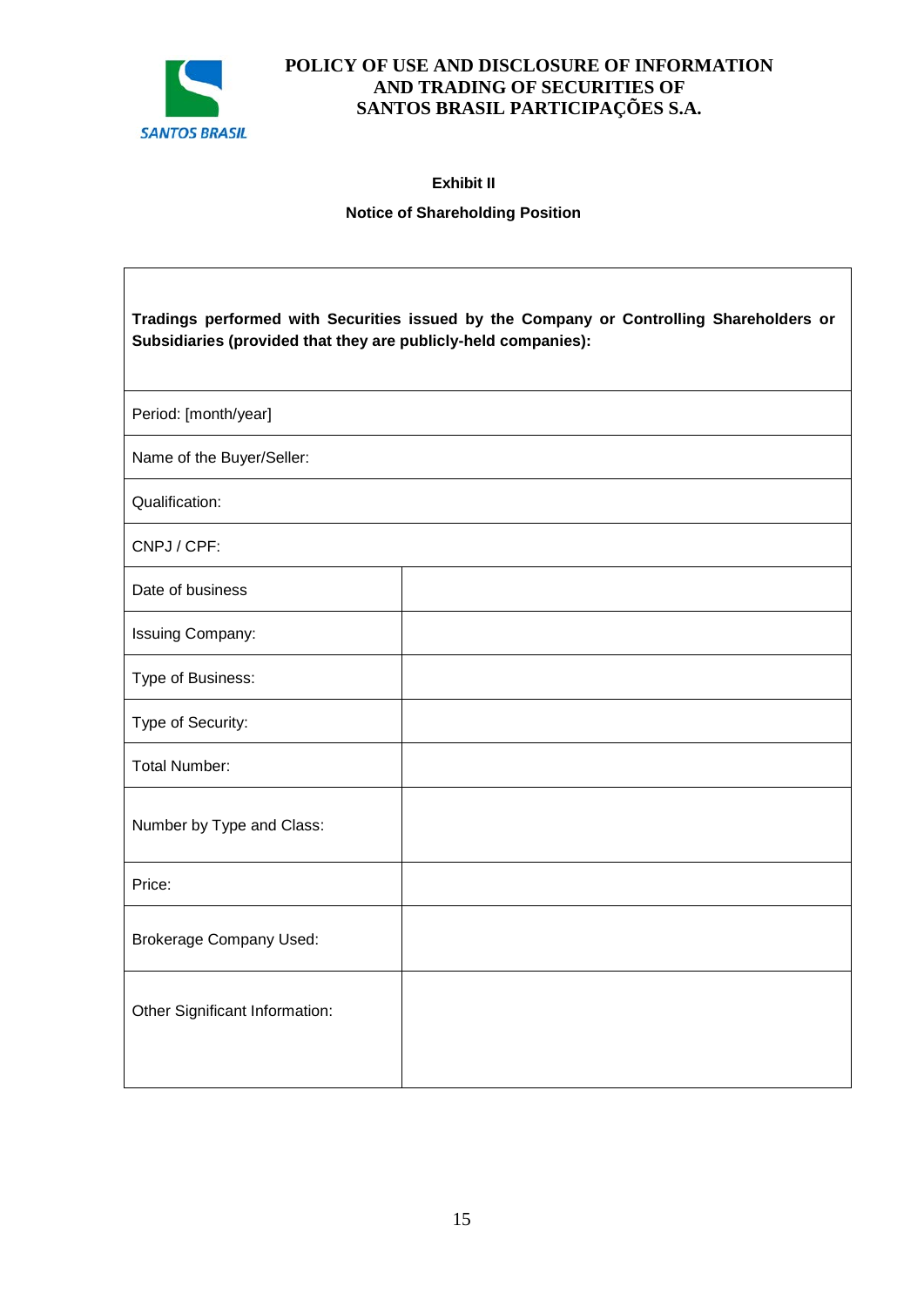**Exhibit II**

**Notice of Shareholding Position**

| **Tradings performed with Securities issued by the Company or Controlling Shareholders or Subsidiaries (provided that they are publicly-held companies):** | |
|---|---|
| Period: [month/year] | |
| Name of the Buyer/Seller: | |
| Qualification: | |
| CNPJ / CPF: | |
| Date of business | |
| Issuing Company: | |
| Type of Business: | |
| Type of Security: | |
| Total Number: | |
| Number by Type and Class: | |
| Price: | |
| Brokerage Company Used: | |
| Other Significant Information: | |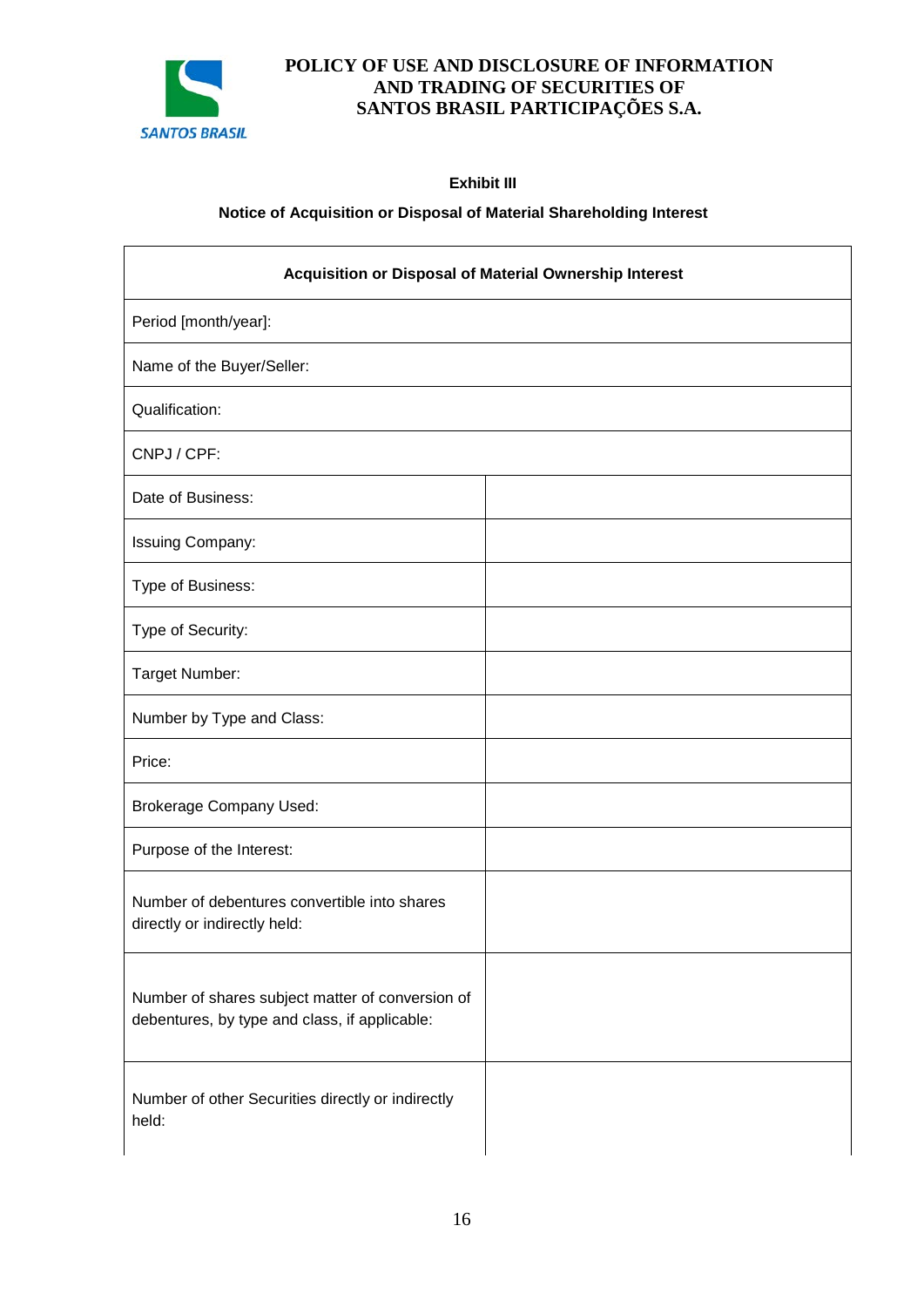### Exhibit III

### Notice of Acquisition or Disposal of Material Shareholding Interest

| Acquisition or Disposal of Material Ownership Interest | |
|---|---|
| Period [month/year]: | |
| Name of the Buyer/Seller: | |
| Qualification: | |
| CNPJ / CPF: | |
| Date of Business: | |
| Issuing Company: | |
| Type of Business: | |
| Type of Security: | |
| Target Number: | |
| Number by Type and Class: | |
| Price: | |
| Brokerage Company Used: | |
| Purpose of the Interest: | |
| Number of debentures convertible into shares directly or indirectly held: | |
| Number of shares subject matter of conversion of debentures, by type and class, if applicable: | |
| Number of other Securities directly or indirectly held: | |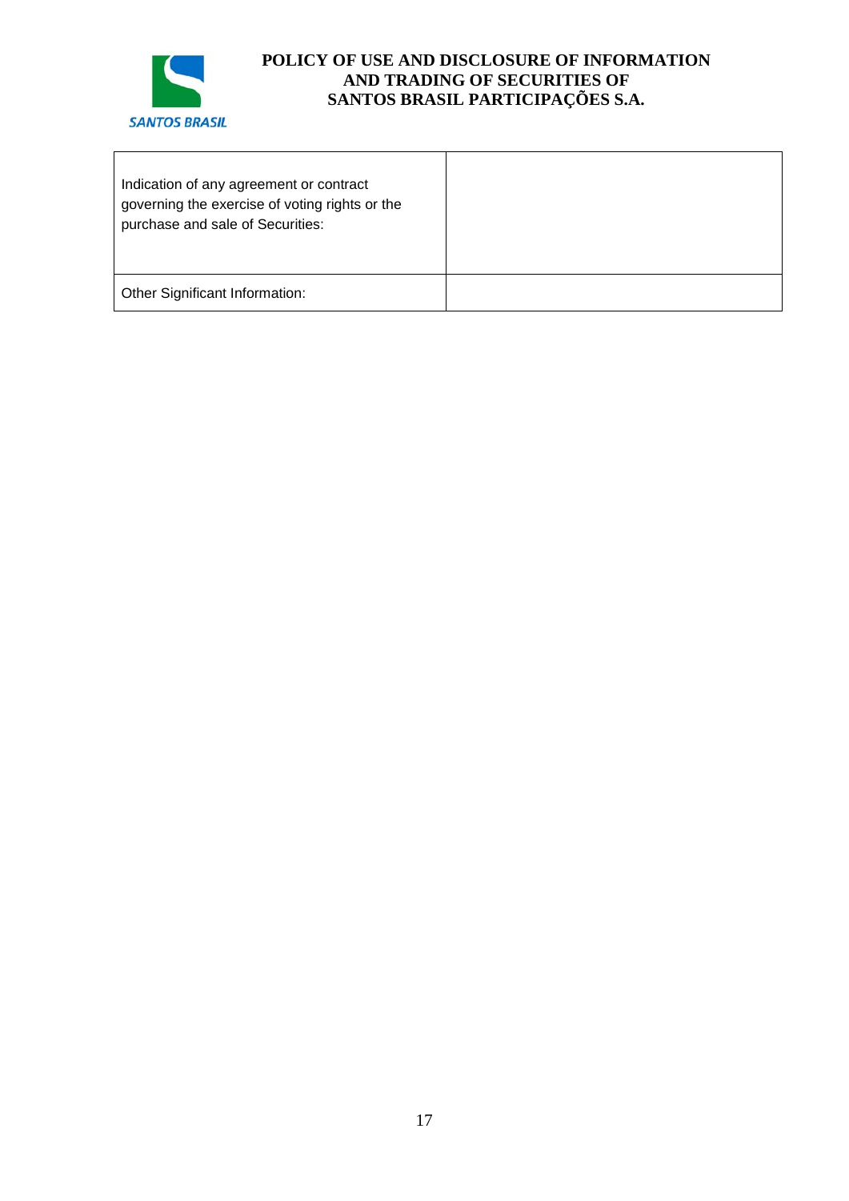| | |
|---|---|
| Indication of any agreement or contract governing the exercise of voting rights or the purchase and sale of Securities: | |
| Other Significant Information: | |